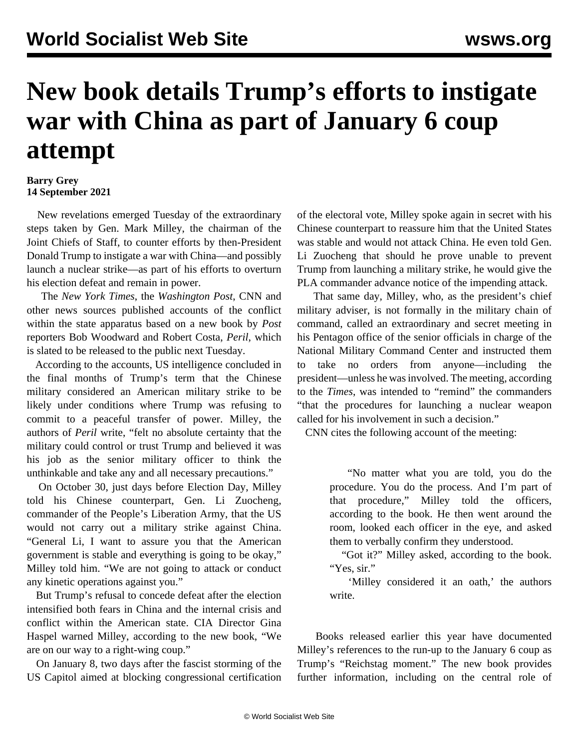# New book details Trump's efforts to instigate war with China as part of January 6 coup attempt

**Barry Grey**
**14 September 2021**

New revelations emerged Tuesday of the extraordinary steps taken by Gen. Mark Milley, the chairman of the Joint Chiefs of Staff, to counter efforts by then-President Donald Trump to instigate a war with China—and possibly launch a nuclear strike—as part of his efforts to overturn his election defeat and remain in power.

The *New York Times*, the *Washington Post*, CNN and other news sources published accounts of the conflict within the state apparatus based on a new book by *Post* reporters Bob Woodward and Robert Costa, *Peril*, which is slated to be released to the public next Tuesday.

According to the accounts, US intelligence concluded in the final months of Trump's term that the Chinese military considered an American military strike to be likely under conditions where Trump was refusing to commit to a peaceful transfer of power. Milley, the authors of *Peril* write, "felt no absolute certainty that the military could control or trust Trump and believed it was his job as the senior military officer to think the unthinkable and take any and all necessary precautions."

On October 30, just days before Election Day, Milley told his Chinese counterpart, Gen. Li Zuocheng, commander of the People's Liberation Army, that the US would not carry out a military strike against China. "General Li, I want to assure you that the American government is stable and everything is going to be okay," Milley told him. "We are not going to attack or conduct any kinetic operations against you."

But Trump's refusal to concede defeat after the election intensified both fears in China and the internal crisis and conflict within the American state. CIA Director Gina Haspel warned Milley, according to the new book, "We are on our way to a right-wing coup."

On January 8, two days after the fascist storming of the US Capitol aimed at blocking congressional certification of the electoral vote, Milley spoke again in secret with his Chinese counterpart to reassure him that the United States was stable and would not attack China. He even told Gen. Li Zuocheng that should he prove unable to prevent Trump from launching a military strike, he would give the PLA commander advance notice of the impending attack.

That same day, Milley, who, as the president's chief military adviser, is not formally in the military chain of command, called an extraordinary and secret meeting in his Pentagon office of the senior officials in charge of the National Military Command Center and instructed them to take no orders from anyone—including the president—unless he was involved. The meeting, according to the *Times*, was intended to "remind" the commanders "that the procedures for launching a nuclear weapon called for his involvement in such a decision."

CNN cites the following account of the meeting:

> "No matter what you are told, you do the procedure. You do the process. And I'm part of that procedure," Milley told the officers, according to the book. He then went around the room, looked each officer in the eye, and asked them to verbally confirm they understood.
>
> "Got it?" Milley asked, according to the book. "Yes, sir."
>
> 'Milley considered it an oath,' the authors write.

Books released earlier this year have documented Milley's references to the run-up to the January 6 coup as Trump's "Reichstag moment." The new book provides further information, including on the central role of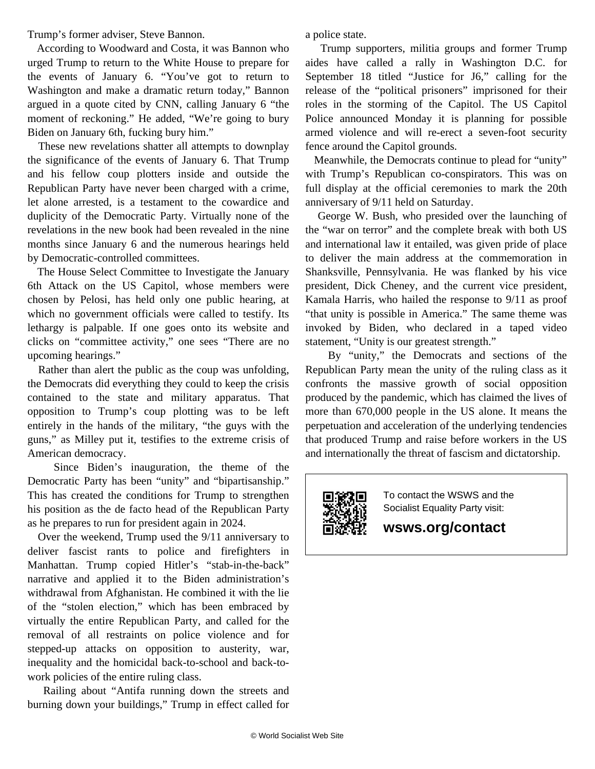Trump's former adviser, Steve Bannon.

According to Woodward and Costa, it was Bannon who urged Trump to return to the White House to prepare for the events of January 6. "You've got to return to Washington and make a dramatic return today," Bannon argued in a quote cited by CNN, calling January 6 "the moment of reckoning." He added, "We're going to bury Biden on January 6th, fucking bury him."

These new revelations shatter all attempts to downplay the significance of the events of January 6. That Trump and his fellow coup plotters inside and outside the Republican Party have never been charged with a crime, let alone arrested, is a testament to the cowardice and duplicity of the Democratic Party. Virtually none of the revelations in the new book had been revealed in the nine months since January 6 and the numerous hearings held by Democratic-controlled committees.

The House Select Committee to Investigate the January 6th Attack on the US Capitol, whose members were chosen by Pelosi, has held only one public hearing, at which no government officials were called to testify. Its lethargy is palpable. If one goes onto its website and clicks on "committee activity," one sees "There are no upcoming hearings."

Rather than alert the public as the coup was unfolding, the Democrats did everything they could to keep the crisis contained to the state and military apparatus. That opposition to Trump's coup plotting was to be left entirely in the hands of the military, "the guys with the guns," as Milley put it, testifies to the extreme crisis of American democracy.

Since Biden's inauguration, the theme of the Democratic Party has been "unity" and "bipartisanship." This has created the conditions for Trump to strengthen his position as the de facto head of the Republican Party as he prepares to run for president again in 2024.

Over the weekend, Trump used the 9/11 anniversary to deliver fascist rants to police and firefighters in Manhattan. Trump copied Hitler's "stab-in-the-back" narrative and applied it to the Biden administration's withdrawal from Afghanistan. He combined it with the lie of the "stolen election," which has been embraced by virtually the entire Republican Party, and called for the removal of all restraints on police violence and for stepped-up attacks on opposition to austerity, war, inequality and the homicidal back-to-school and back-to-work policies of the entire ruling class.

Railing about "Antifa running down the streets and burning down your buildings," Trump in effect called for a police state.

Trump supporters, militia groups and former Trump aides have called a rally in Washington D.C. for September 18 titled "Justice for J6," calling for the release of the "political prisoners" imprisoned for their roles in the storming of the Capitol. The US Capitol Police announced Monday it is planning for possible armed violence and will re-erect a seven-foot security fence around the Capitol grounds.

Meanwhile, the Democrats continue to plead for "unity" with Trump's Republican co-conspirators. This was on full display at the official ceremonies to mark the 20th anniversary of 9/11 held on Saturday.

George W. Bush, who presided over the launching of the "war on terror" and the complete break with both US and international law it entailed, was given pride of place to deliver the main address at the commemoration in Shanksville, Pennsylvania. He was flanked by his vice president, Dick Cheney, and the current vice president, Kamala Harris, who hailed the response to 9/11 as proof "that unity is possible in America." The same theme was invoked by Biden, who declared in a taped video statement, "Unity is our greatest strength."

By "unity," the Democrats and sections of the Republican Party mean the unity of the ruling class as it confronts the massive growth of social opposition produced by the pandemic, which has claimed the lives of more than 670,000 people in the US alone. It means the perpetuation and acceleration of the underlying tendencies that produced Trump and raise before workers in the US and internationally the threat of fascism and dictatorship.

To contact the WSWS and the Socialist Equality Party visit:

**wsws.org/contact**